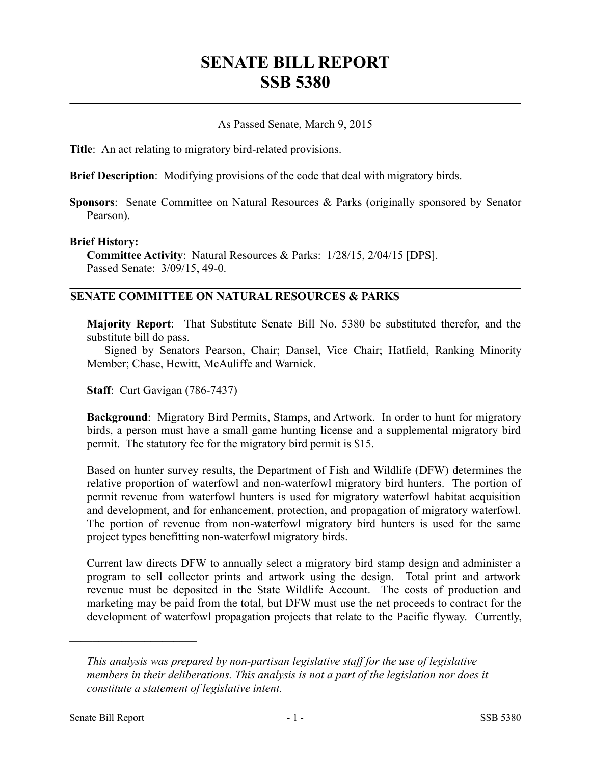# SENATE BILL REPORT
# SSB 5380

As Passed Senate, March 9, 2015

**Title**: An act relating to migratory bird-related provisions.

**Brief Description**: Modifying provisions of the code that deal with migratory birds.

**Sponsors**: Senate Committee on Natural Resources & Parks (originally sponsored by Senator Pearson).

**Brief History:**
**Committee Activity**: Natural Resources & Parks: 1/28/15, 2/04/15 [DPS].
Passed Senate: 3/09/15, 49-0.

## SENATE COMMITTEE ON NATURAL RESOURCES & PARKS

**Majority Report**: That Substitute Senate Bill No. 5380 be substituted therefor, and the substitute bill do pass.
Signed by Senators Pearson, Chair; Dansel, Vice Chair; Hatfield, Ranking Minority Member; Chase, Hewitt, McAuliffe and Warnick.

**Staff**: Curt Gavigan (786-7437)

**Background**: Migratory Bird Permits, Stamps, and Artwork. In order to hunt for migratory birds, a person must have a small game hunting license and a supplemental migratory bird permit. The statutory fee for the migratory bird permit is $15.

Based on hunter survey results, the Department of Fish and Wildlife (DFW) determines the relative proportion of waterfowl and non-waterfowl migratory bird hunters. The portion of permit revenue from waterfowl hunters is used for migratory waterfowl habitat acquisition and development, and for enhancement, protection, and propagation of migratory waterfowl. The portion of revenue from non-waterfowl migratory bird hunters is used for the same project types benefitting non-waterfowl migratory birds.

Current law directs DFW to annually select a migratory bird stamp design and administer a program to sell collector prints and artwork using the design. Total print and artwork revenue must be deposited in the State Wildlife Account. The costs of production and marketing may be paid from the total, but DFW must use the net proceeds to contract for the development of waterfowl propagation projects that relate to the Pacific flyway. Currently,

---

*This analysis was prepared by non-partisan legislative staff for the use of legislative members in their deliberations. This analysis is not a part of the legislation nor does it constitute a statement of legislative intent.*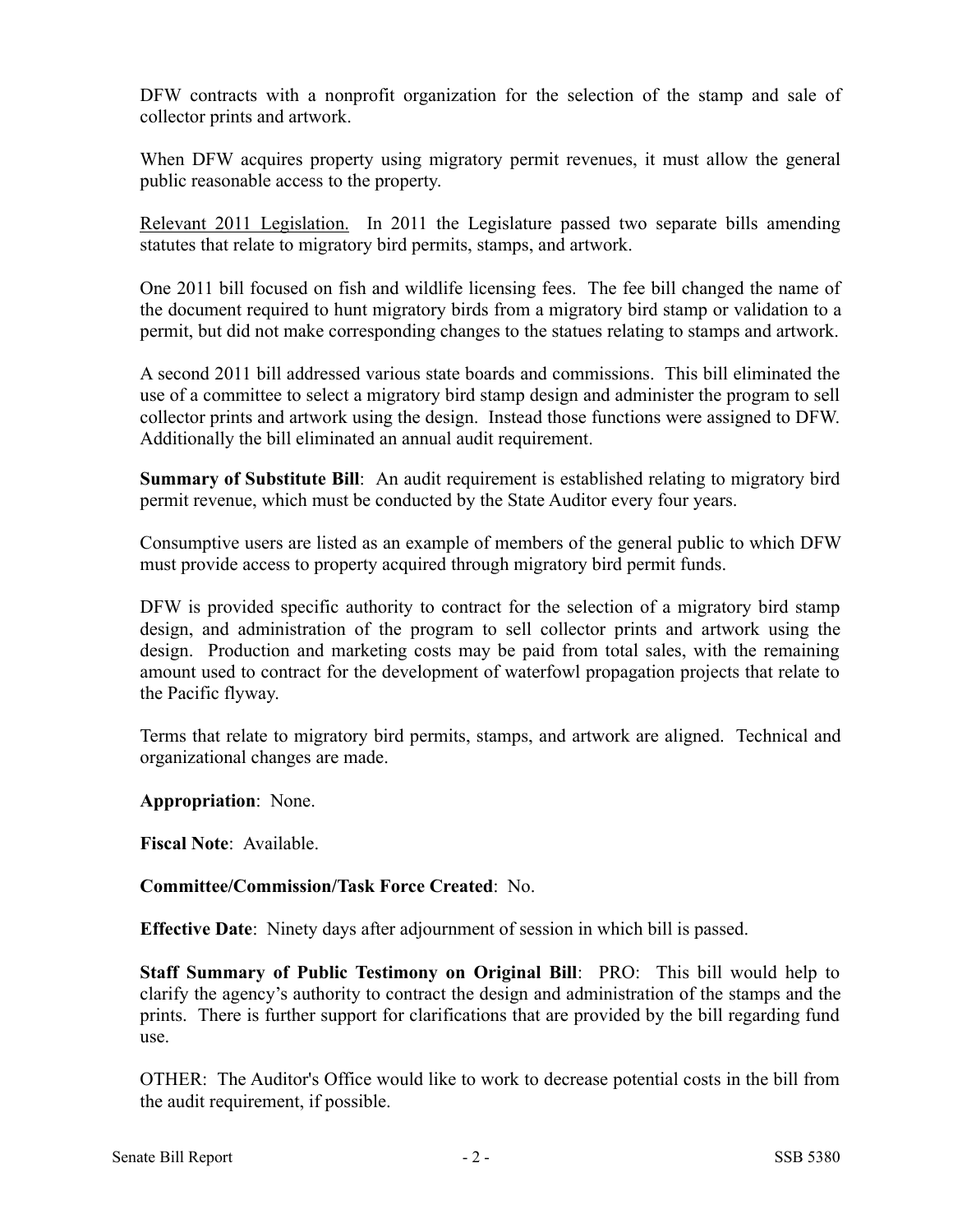DFW contracts with a nonprofit organization for the selection of the stamp and sale of collector prints and artwork.

When DFW acquires property using migratory permit revenues, it must allow the general public reasonable access to the property.

Relevant 2011 Legislation. In 2011 the Legislature passed two separate bills amending statutes that relate to migratory bird permits, stamps, and artwork.

One 2011 bill focused on fish and wildlife licensing fees. The fee bill changed the name of the document required to hunt migratory birds from a migratory bird stamp or validation to a permit, but did not make corresponding changes to the statues relating to stamps and artwork.

A second 2011 bill addressed various state boards and commissions. This bill eliminated the use of a committee to select a migratory bird stamp design and administer the program to sell collector prints and artwork using the design. Instead those functions were assigned to DFW. Additionally the bill eliminated an annual audit requirement.

**Summary of Substitute Bill**: An audit requirement is established relating to migratory bird permit revenue, which must be conducted by the State Auditor every four years.

Consumptive users are listed as an example of members of the general public to which DFW must provide access to property acquired through migratory bird permit funds.

DFW is provided specific authority to contract for the selection of a migratory bird stamp design, and administration of the program to sell collector prints and artwork using the design. Production and marketing costs may be paid from total sales, with the remaining amount used to contract for the development of waterfowl propagation projects that relate to the Pacific flyway.

Terms that relate to migratory bird permits, stamps, and artwork are aligned. Technical and organizational changes are made.

**Appropriation**: None.

**Fiscal Note**: Available.

**Committee/Commission/Task Force Created**: No.

**Effective Date**: Ninety days after adjournment of session in which bill is passed.

**Staff Summary of Public Testimony on Original Bill**: PRO: This bill would help to clarify the agency's authority to contract the design and administration of the stamps and the prints. There is further support for clarifications that are provided by the bill regarding fund use.

OTHER: The Auditor's Office would like to work to decrease potential costs in the bill from the audit requirement, if possible.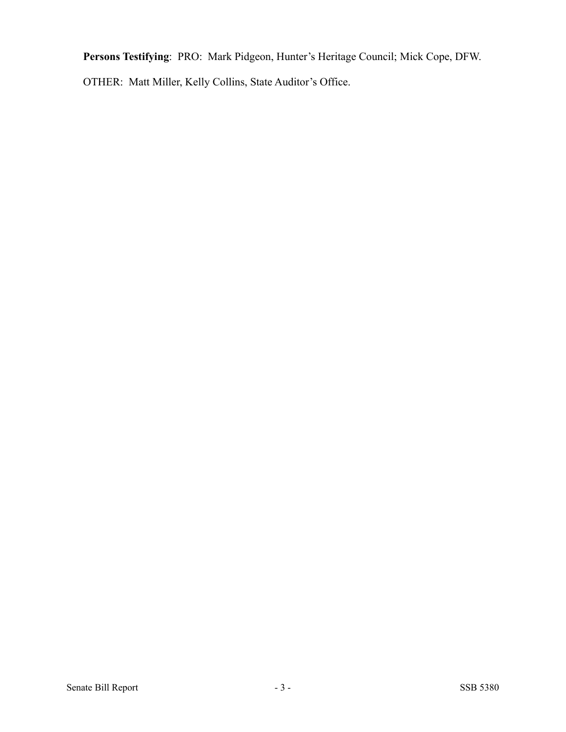**Persons Testifying**: PRO: Mark Pidgeon, Hunter's Heritage Council; Mick Cope, DFW.

OTHER: Matt Miller, Kelly Collins, State Auditor's Office.